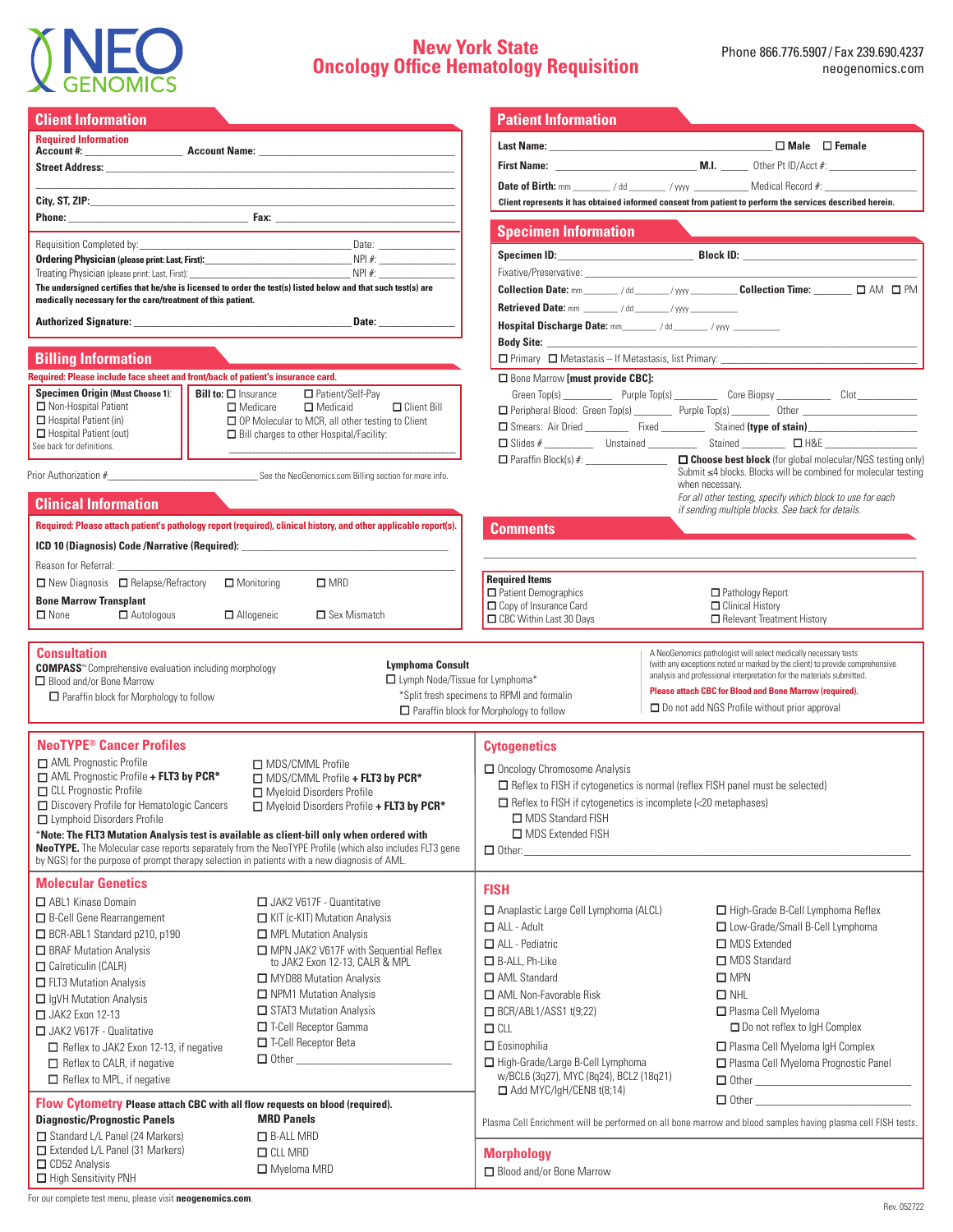NEO GENOMICS

# New York State Oncology Office Hematology Requisition

Phone 866.776.5907 / Fax 239.690.4237
neogenomics.com

## Client Information

**Required Information**
**Account #:** ____________ **Account Name:** ____________
**Street Address:** ____________

**City, ST, ZIP:** ____________
**Phone:** ____________ **Fax:** ____________

Requisition Completed by: ____________ Date: ____________
**Ordering Physician** (please print: Last, First): ____________ NPI #: ____________
Treating Physician (please print: Last, First): ____________ NPI #: ____________
**The undersigned certifies that he/she is licensed to order the test(s) listed below and that such test(s) are medically necessary for the care/treatment of this patient.**

**Authorized Signature:** ____________ **Date:** ____________

## Billing Information

**Required: Please include face sheet and front/back of patient's insurance card.**

**Specimen Origin (Must Choose 1):**
- ☐ Non-Hospital Patient
- ☐ Hospital Patient (in)
- ☐ Hospital Patient (out)

See back for definitions.

**Bill to:**
- ☐ Insurance
- ☐ Patient/Self-Pay
- ☐ Medicare
- ☐ Medicaid
- ☐ Client Bill
- ☐ OP Molecular to MCR, all other testing to Client
- ☐ Bill charges to other Hospital/Facility: ____________

Prior Authorization # ____________ See the NeoGenomics.com Billing section for more info.

## Clinical Information

**Required: Please attach patient's pathology report (required), clinical history, and other applicable report(s).**

**ICD 10 (Diagnosis) Code /Narrative (Required):** ____________
Reason for Referral: ____________
- ☐ New Diagnosis ☐ Relapse/Refractory ☐ Monitoring ☐ MRD

**Bone Marrow Transplant**
- ☐ None ☐ Autologous ☐ Allogeneic ☐ Sex Mismatch

## Patient Information

**Last Name:** ____________ ☐ **Male** ☐ **Female**
**First Name:** ____________ **M.I.** _____ Other Pt ID/Acct #: ____________
**Date of Birth:** mm _____ / dd _____ / yyyy _____ Medical Record #: ____________
**Client represents it has obtained informed consent from patient to perform the services described herein.**

## Specimen Information

**Specimen ID:** ____________ **Block ID:** ____________
Fixative/Preservative: ____________
**Collection Date:** mm _____ / dd _____ / yyyy _____ **Collection Time:** _____ ☐ AM ☐ PM
**Retrieved Date:** mm _____ / dd _____ / yyyy _____
**Hospital Discharge Date:** mm _____ / dd _____ / yyyy _____
**Body Site:** ____________
☐ Primary ☐ Metastasis – If Metastasis, list Primary: ____________

☐ Bone Marrow **[must provide CBC]:**
Green Top(s) _____ Purple Top(s) _____ Core Biopsy _____ Clot _____
☐ Peripheral Blood: Green Top(s) _____ Purple Top(s) _____ Other _____
☐ Smears: Air Dried _____ Fixed _____ Stained **(type of stain)** _____
☐ Slides # _____ Unstained _____ Stained _____ ☐ H&E
☐ Paraffin Block(s) #: _____ ☐ **Choose best block** (for global molecular/NGS testing only) Submit ≤4 blocks. Blocks will be combined for molecular testing when necessary.
*For all other testing, specify which block to use for each if sending multiple blocks. See back for details.*

## Comments

____________

**Required Items**
- ☐ Patient Demographics
- ☐ Copy of Insurance Card
- ☐ CBC Within Last 30 Days
- ☐ Pathology Report
- ☐ Clinical History
- ☐ Relevant Treatment History

## Consultation

**COMPASS**℠ Comprehensive evaluation including morphology
- ☐ Blood and/or Bone Marrow
  - ☐ Paraffin block for Morphology to follow

**Lymphoma Consult**
- ☐ Lymph Node/Tissue for Lymphoma*
  - *Split fresh specimens to RPMI and formalin
  - ☐ Paraffin block for Morphology to follow

A NeoGenomics pathologist will select medically necessary tests (with any exceptions noted or marked by the client) to provide comprehensive analysis and professional interpretation for the materials submitted.

**Please attach CBC for Blood and Bone Marrow (required).**

☐ Do not add NGS Profile without prior approval

## NeoTYPE® Cancer Profiles

- ☐ AML Prognostic Profile
- ☐ AML Prognostic Profile **+ FLT3 by PCR***
- ☐ CLL Prognostic Profile
- ☐ Discovery Profile for Hematologic Cancers
- ☐ Lymphoid Disorders Profile
- ☐ MDS/CMML Profile
- ☐ MDS/CMML Profile **+ FLT3 by PCR***
- ☐ Myeloid Disorders Profile
- ☐ Myeloid Disorders Profile **+ FLT3 by PCR***

***Note: The FLT3 Mutation Analysis test is available as client-bill only when ordered with NeoTYPE.** The Molecular case reports separately from the NeoTYPE Profile (which also includes FLT3 gene by NGS) for the purpose of prompt therapy selection in patients with a new diagnosis of AML.

## Molecular Genetics

- ☐ ABL1 Kinase Domain
- ☐ B-Cell Gene Rearrangement
- ☐ BCR-ABL1 Standard p210, p190
- ☐ BRAF Mutation Analysis
- ☐ Calreticulin (CALR)
- ☐ FLT3 Mutation Analysis
- ☐ IgVH Mutation Analysis
- ☐ JAK2 Exon 12-13
- ☐ JAK2 V617F - Qualitative
  - ☐ Reflex to JAK2 Exon 12-13, if negative
  - ☐ Reflex to CALR, if negative
  - ☐ Reflex to MPL, if negative
- ☐ JAK2 V617F - Quantitative
- ☐ KIT (c-KIT) Mutation Analysis
- ☐ MPL Mutation Analysis
- ☐ MPN JAK2 V617F with Sequential Reflex to JAK2 Exon 12-13, CALR & MPL
- ☐ MYD88 Mutation Analysis
- ☐ NPM1 Mutation Analysis
- ☐ STAT3 Mutation Analysis
- ☐ T-Cell Receptor Gamma
- ☐ T-Cell Receptor Beta
- ☐ Other ____________

## Flow Cytometry

**Please attach CBC with all flow requests on blood (required).**

**Diagnostic/Prognostic Panels**
- ☐ Standard L/L Panel (24 Markers)
- ☐ Extended L/L Panel (31 Markers)
- ☐ CD52 Analysis
- ☐ High Sensitivity PNH

**MRD Panels**
- ☐ B-ALL MRD
- ☐ CLL MRD
- ☐ Myeloma MRD

## Cytogenetics

- ☐ Oncology Chromosome Analysis
  - ☐ Reflex to FISH if cytogenetics is normal (reflex FISH panel must be selected)
  - ☐ Reflex to FISH if cytogenetics is incomplete (<20 metaphases)
    - ☐ MDS Standard FISH
    - ☐ MDS Extended FISH
- ☐ Other: ____________

## FISH

- ☐ Anaplastic Large Cell Lymphoma (ALCL)
- ☐ ALL - Adult
- ☐ ALL - Pediatric
- ☐ B-ALL, Ph-Like
- ☐ AML Standard
- ☐ AML Non-Favorable Risk
- ☐ BCR/ABL1/ASS1 t(9;22)
- ☐ CLL
- ☐ Eosinophilia
- ☐ High-Grade/Large B-Cell Lymphoma w/BCL6 (3q27), MYC (8q24), BCL2 (18q21)
  - ☐ Add MYC/IgH/CEN8 t(8;14)
- ☐ High-Grade B-Cell Lymphoma Reflex
- ☐ Low-Grade/Small B-Cell Lymphoma
- ☐ MDS Extended
- ☐ MDS Standard
- ☐ MPN
- ☐ NHL
- ☐ Plasma Cell Myeloma
  - ☐ Do not reflex to IgH Complex
- ☐ Plasma Cell Myeloma IgH Complex
- ☐ Plasma Cell Myeloma Prognostic Panel
- ☐ Other ____________
- ☐ Other ____________

Plasma Cell Enrichment will be performed on all bone marrow and blood samples having plasma cell FISH tests.

## Morphology

- ☐ Blood and/or Bone Marrow

For our complete test menu, please visit **neogenomics.com**.

Rev. 052722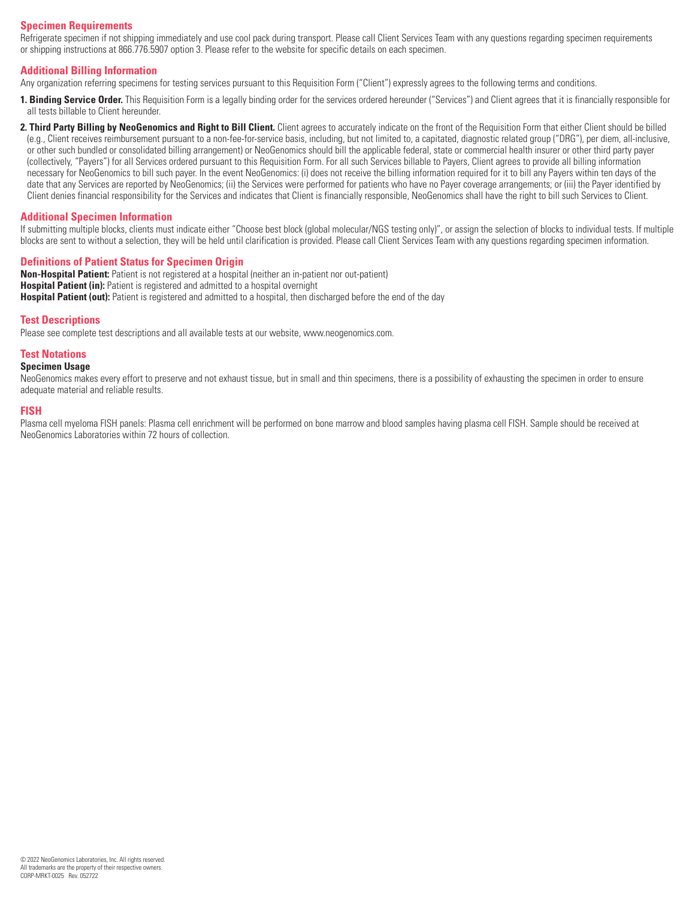## Specimen Requirements

Refrigerate specimen if not shipping immediately and use cool pack during transport. Please call Client Services Team with any questions regarding specimen requirements or shipping instructions at 866.776.5907 option 3. Please refer to the website for specific details on each specimen.

## Additional Billing Information

Any organization referring specimens for testing services pursuant to this Requisition Form ("Client") expressly agrees to the following terms and conditions.

1. **Binding Service Order.** This Requisition Form is a legally binding order for the services ordered hereunder ("Services") and Client agrees that it is financially responsible for all tests billable to Client hereunder.
2. **Third Party Billing by NeoGenomics and Right to Bill Client.** Client agrees to accurately indicate on the front of the Requisition Form that either Client should be billed (e.g., Client receives reimbursement pursuant to a non-fee-for-service basis, including, but not limited to, a capitated, diagnostic related group ("DRG"), per diem, all-inclusive, or other such bundled or consolidated billing arrangement) or NeoGenomics should bill the applicable federal, state or commercial health insurer or other third party payer (collectively, "Payers") for all Services ordered pursuant to this Requisition Form. For all such Services billable to Payers, Client agrees to provide all billing information necessary for NeoGenomics to bill such payer. In the event NeoGenomics: (i) does not receive the billing information required for it to bill any Payers within ten days of the date that any Services are reported by NeoGenomics; (ii) the Services were performed for patients who have no Payer coverage arrangements; or (iii) the Payer identified by Client denies financial responsibility for the Services and indicates that Client is financially responsible, NeoGenomics shall have the right to bill such Services to Client.

## Additional Specimen Information

If submitting multiple blocks, clients must indicate either "Choose best block (global molecular/NGS testing only)", or assign the selection of blocks to individual tests. If multiple blocks are sent to without a selection, they will be held until clarification is provided. Please call Client Services Team with any questions regarding specimen information.

## Definitions of Patient Status for Specimen Origin

**Non-Hospital Patient:** Patient is not registered at a hospital (neither an in-patient nor out-patient)
**Hospital Patient (in):** Patient is registered and admitted to a hospital overnight
**Hospital Patient (out):** Patient is registered and admitted to a hospital, then discharged before the end of the day

## Test Descriptions

Please see complete test descriptions and all available tests at our website, www.neogenomics.com.

## Test Notations

### Specimen Usage

NeoGenomics makes every effort to preserve and not exhaust tissue, but in small and thin specimens, there is a possibility of exhausting the specimen in order to ensure adequate material and reliable results.

## FISH

Plasma cell myeloma FISH panels: Plasma cell enrichment will be performed on bone marrow and blood samples having plasma cell FISH. Sample should be received at NeoGenomics Laboratories within 72 hours of collection.

© 2022 NeoGenomics Laboratories, Inc. All rights reserved.
All trademarks are the property of their respective owners.
CORP-MRKT-0025 Rev. 052722